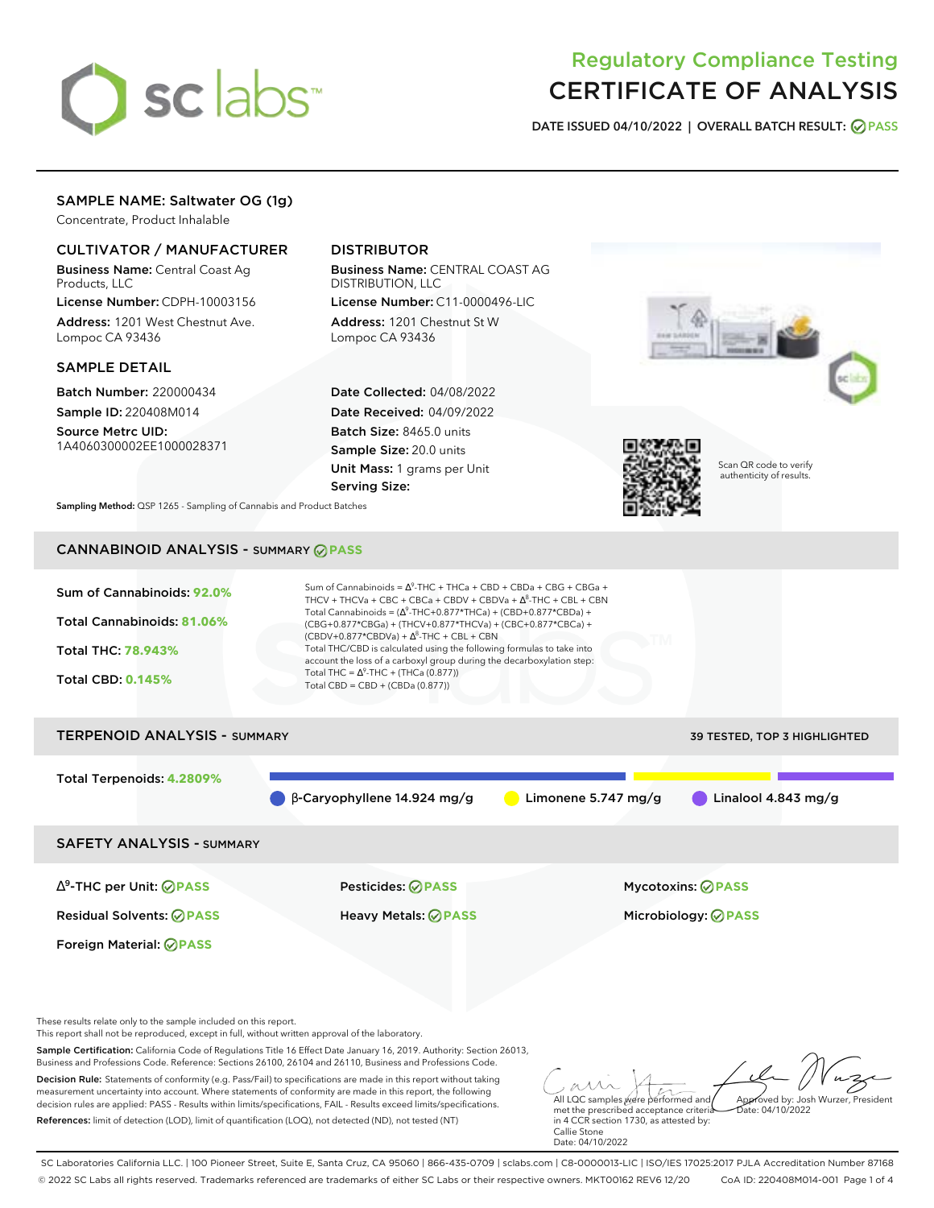# Regulatory Compliance Testing
# CERTIFICATE OF ANALYSIS

**DATE ISSUED** 04/10/2022 | **OVERALL BATCH RESULT:** PASS

## SAMPLE NAME: Saltwater OG (1g)

Concentrate, Product Inhalable

### CULTIVATOR / MANUFACTURER

**Business Name:** Central Coast Ag Products, LLC

**License Number:** CDPH-10003156

**Address:** 1201 West Chestnut Ave. Lompoc CA 93436

### DISTRIBUTOR

**Business Name:** CENTRAL COAST AG DISTRIBUTION, LLC

**License Number:** C11-0000496-LIC

**Address:** 1201 Chestnut St W Lompoc CA 93436

### SAMPLE DETAIL

**Batch Number:** 220000434

**Sample ID:** 220408M014

**Source Metrc UID:** 1A4060300002EE1000028371

**Date Collected:** 04/08/2022

**Date Received:** 04/09/2022

**Batch Size:** 8465.0 units

**Sample Size:** 20.0 units

**Unit Mass:** 1 grams per Unit

**Serving Size:**

Scan QR code to verify authenticity of results.

**Sampling Method:** QSP 1265 - Sampling of Cannabis and Product Batches

## CANNABINOID ANALYSIS - SUMMARY PASS

**Sum of Cannabinoids:** 92.0%

**Total Cannabinoids:** 81.06%

**Total THC:** 78.943%

**Total CBD:** 0.145%

Sum of Cannabinoids = $\Delta^9$-THC + THCa + CBD + CBDa + CBG + CBGa + THCV + THCVa + CBC + CBCa + CBDV + CBDVa + $\Delta^8$-THC + CBL + CBN

Total Cannabinoids = ($\Delta^9$-THC+0.877*THCa) + (CBD+0.877*CBDa) + (CBG+0.877*CBGa) + (THCV+0.877*THCVa) + (CBC+0.877*CBCa) + (CBDV+0.877*CBDVa) + $\Delta^8$-THC + CBL + CBN

Total THC/CBD is calculated using the following formulas to take into account the loss of a carboxyl group during the decarboxylation step:

Total THC = $\Delta^9$-THC + (THCa (0.877))

Total CBD = CBD + (CBDa (0.877))

## TERPENOID ANALYSIS - SUMMARY

39 TESTED, TOP 3 HIGHLIGHTED

**Total Terpenoids:** 4.2809%

β-Caryophyllene 14.924 mg/g | Limonene 5.747 mg/g | Linalool 4.843 mg/g

## SAFETY ANALYSIS - SUMMARY

| | | |
|---|---|---|
| $\Delta^9$-THC per Unit: PASS | Pesticides: PASS | Mycotoxins: PASS |
| Residual Solvents: PASS | Heavy Metals: PASS | Microbiology: PASS |
| Foreign Material: PASS | | |

These results relate only to the sample included on this report.
This report shall not be reproduced, except in full, without written approval of the laboratory.

**Sample Certification:** California Code of Regulations Title 16 Effect Date January 16, 2019. Authority: Section 26013, Business and Professions Code. Reference: Sections 26100, 26104 and 26110, Business and Professions Code.

**Decision Rule:** Statements of conformity (e.g. Pass/Fail) to specifications are made in this report without taking measurement uncertainty into account. Where statements of conformity are made in this report, the following decision rules are applied: PASS - Results within limits/specifications, FAIL - Results exceed limits/specifications.

**References:** limit of detection (LOD), limit of quantification (LOQ), not detected (ND), not tested (NT)

All LQC samples were performed and met the prescribed acceptance criteria in 4 CCR section 1730, as attested by: Callie Stone
Date: 04/10/2022

Approved by: Josh Wurzer, President
Date: 04/10/2022

SC Laboratories California LLC. | 100 Pioneer Street, Suite E, Santa Cruz, CA 95060 | 866-435-0709 | sclabs.com | C8-0000013-LIC | ISO/IES 17025:2017 PJLA Accreditation Number 87168
© 2022 SC Labs all rights reserved. Trademarks referenced are trademarks of either SC Labs or their respective owners. MKT00162 REV6 12/20 CoA ID: 220408M014-001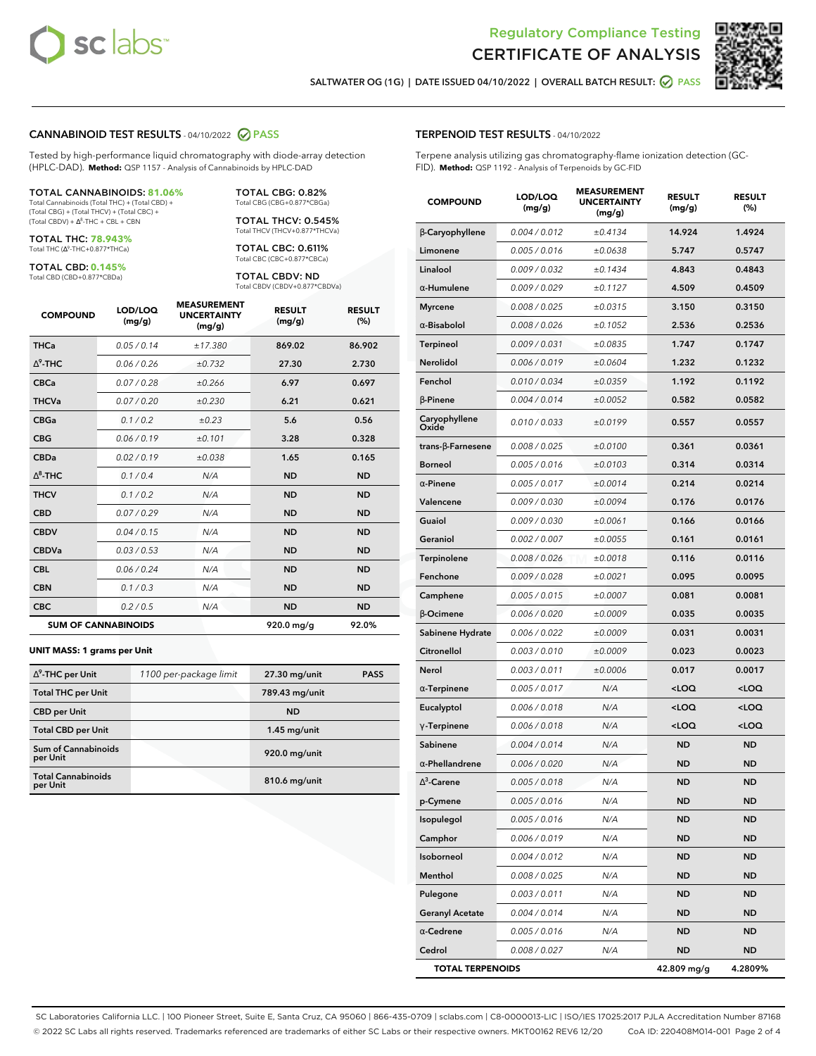Regulatory Compliance Testing

# CERTIFICATE OF ANALYSIS

SALTWATER OG (1G) | DATE ISSUED 04/10/2022 | OVERALL BATCH RESULT: PASS

## CANNABINOID TEST RESULTS - 04/10/2022 PASS

Tested by high-performance liquid chromatography with diode-array detection (HPLC-DAD). **Method:** QSP 1157 - Analysis of Cannabinoids by HPLC-DAD

**TOTAL CANNABINOIDS: 81.06%**
Total Cannabinoids (Total THC) + (Total CBD) + (Total CBG) + (Total THCV) + (Total CBC) + (Total CBDV) + $\Delta^8$-THC + CBL + CBN

**TOTAL THC: 78.943%**
Total THC ($\Delta^9$-THC+0.877*THCa)

**TOTAL CBD: 0.145%**
Total CBD (CBD+0.877*CBDa)

**TOTAL CBG: 0.82%**
Total CBG (CBG+0.877*CBGa)

**TOTAL THCV: 0.545%**
Total THCV (THCV+0.877*THCVa)

**TOTAL CBC: 0.611%**
Total CBC (CBC+0.877*CBCa)

**TOTAL CBDV: ND**
Total CBDV (CBDV+0.877*CBDVa)

| COMPOUND | LOD/LOQ (mg/g) | MEASUREMENT UNCERTAINTY (mg/g) | RESULT (mg/g) | RESULT (%) |
|---|---|---|---|---|
| THCa | 0.05 / 0.14 | ±17.380 | 869.02 | 86.902 |
| $\Delta^9$-THC | 0.06 / 0.26 | ±0.732 | 27.30 | 2.730 |
| CBCa | 0.07 / 0.28 | ±0.266 | 6.97 | 0.697 |
| THCVa | 0.07 / 0.20 | ±0.230 | 6.21 | 0.621 |
| CBGa | 0.1 / 0.2 | ±0.23 | 5.6 | 0.56 |
| CBG | 0.06 / 0.19 | ±0.101 | 3.28 | 0.328 |
| CBDa | 0.02 / 0.19 | ±0.038 | 1.65 | 0.165 |
| $\Delta^8$-THC | 0.1 / 0.4 | N/A | ND | ND |
| THCV | 0.1 / 0.2 | N/A | ND | ND |
| CBD | 0.07 / 0.29 | N/A | ND | ND |
| CBDV | 0.04 / 0.15 | N/A | ND | ND |
| CBDVa | 0.03 / 0.53 | N/A | ND | ND |
| CBL | 0.06 / 0.24 | N/A | ND | ND |
| CBN | 0.1 / 0.3 | N/A | ND | ND |
| CBC | 0.2 / 0.5 | N/A | ND | ND |
| **SUM OF CANNABINOIDS** | | | 920.0 mg/g | 92.0% |

### UNIT MASS: 1 grams per Unit

| | | | |
|---|---|---|---|
| $\Delta^9$-THC per Unit | 1100 per-package limit | 27.30 mg/unit | PASS |
| Total THC per Unit | | 789.43 mg/unit | |
| CBD per Unit | | ND | |
| Total CBD per Unit | | 1.45 mg/unit | |
| Sum of Cannabinoids per Unit | | 920.0 mg/unit | |
| Total Cannabinoids per Unit | | 810.6 mg/unit | |

## TERPENOID TEST RESULTS - 04/10/2022

Terpene analysis utilizing gas chromatography-flame ionization detection (GC-FID). **Method:** QSP 1192 - Analysis of Terpenoids by GC-FID

| COMPOUND | LOD/LOQ (mg/g) | MEASUREMENT UNCERTAINTY (mg/g) | RESULT (mg/g) | RESULT (%) |
|---|---|---|---|---|
| β-Caryophyllene | 0.004 / 0.012 | ±0.4134 | 14.924 | 1.4924 |
| Limonene | 0.005 / 0.016 | ±0.0638 | 5.747 | 0.5747 |
| Linalool | 0.009 / 0.032 | ±0.1434 | 4.843 | 0.4843 |
| α-Humulene | 0.009 / 0.029 | ±0.1127 | 4.509 | 0.4509 |
| Myrcene | 0.008 / 0.025 | ±0.0315 | 3.150 | 0.3150 |
| α-Bisabolol | 0.008 / 0.026 | ±0.1052 | 2.536 | 0.2536 |
| Terpineol | 0.009 / 0.031 | ±0.0835 | 1.747 | 0.1747 |
| Nerolidol | 0.006 / 0.019 | ±0.0604 | 1.232 | 0.1232 |
| Fenchol | 0.010 / 0.034 | ±0.0359 | 1.192 | 0.1192 |
| β-Pinene | 0.004 / 0.014 | ±0.0052 | 0.582 | 0.0582 |
| Caryophyllene Oxide | 0.010 / 0.033 | ±0.0199 | 0.557 | 0.0557 |
| trans-β-Farnesene | 0.008 / 0.025 | ±0.0100 | 0.361 | 0.0361 |
| Borneol | 0.005 / 0.016 | ±0.0103 | 0.314 | 0.0314 |
| α-Pinene | 0.005 / 0.017 | ±0.0014 | 0.214 | 0.0214 |
| Valencene | 0.009 / 0.030 | ±0.0094 | 0.176 | 0.0176 |
| Guaiol | 0.009 / 0.030 | ±0.0061 | 0.166 | 0.0166 |
| Geraniol | 0.002 / 0.007 | ±0.0055 | 0.161 | 0.0161 |
| Terpinolene | 0.008 / 0.026 | ±0.0018 | 0.116 | 0.0116 |
| Fenchone | 0.009 / 0.028 | ±0.0021 | 0.095 | 0.0095 |
| Camphene | 0.005 / 0.015 | ±0.0007 | 0.081 | 0.0081 |
| β-Ocimene | 0.006 / 0.020 | ±0.0009 | 0.035 | 0.0035 |
| Sabinene Hydrate | 0.006 / 0.022 | ±0.0009 | 0.031 | 0.0031 |
| Citronellol | 0.003 / 0.010 | ±0.0009 | 0.023 | 0.0023 |
| Nerol | 0.003 / 0.011 | ±0.0006 | 0.017 | 0.0017 |
| α-Terpinene | 0.005 / 0.017 | N/A | <LOQ | <LOQ |
| Eucalyptol | 0.006 / 0.018 | N/A | <LOQ | <LOQ |
| γ-Terpinene | 0.006 / 0.018 | N/A | <LOQ | <LOQ |
| Sabinene | 0.004 / 0.014 | N/A | ND | ND |
| α-Phellandrene | 0.006 / 0.020 | N/A | ND | ND |
| $\Delta^3$-Carene | 0.005 / 0.018 | N/A | ND | ND |
| p-Cymene | 0.005 / 0.016 | N/A | ND | ND |
| Isopulegol | 0.005 / 0.016 | N/A | ND | ND |
| Camphor | 0.006 / 0.019 | N/A | ND | ND |
| Isoborneol | 0.004 / 0.012 | N/A | ND | ND |
| Menthol | 0.008 / 0.025 | N/A | ND | ND |
| Pulegone | 0.003 / 0.011 | N/A | ND | ND |
| Geranyl Acetate | 0.004 / 0.014 | N/A | ND | ND |
| α-Cedrene | 0.005 / 0.016 | N/A | ND | ND |
| Cedrol | 0.008 / 0.027 | N/A | ND | ND |
| **TOTAL TERPENOIDS** | | | 42.809 mg/g | 4.2809% |

SC Laboratories California LLC. | 100 Pioneer Street, Suite E, Santa Cruz, CA 95060 | 866-435-0709 | sclabs.com | C8-0000013-LIC | ISO/IES 17025:2017 PJLA Accreditation Number 87168
© 2022 SC Labs all rights reserved. Trademarks referenced are trademarks of either SC Labs or their respective owners. MKT00162 REV6 12/20 CoA ID: 220408M014-001